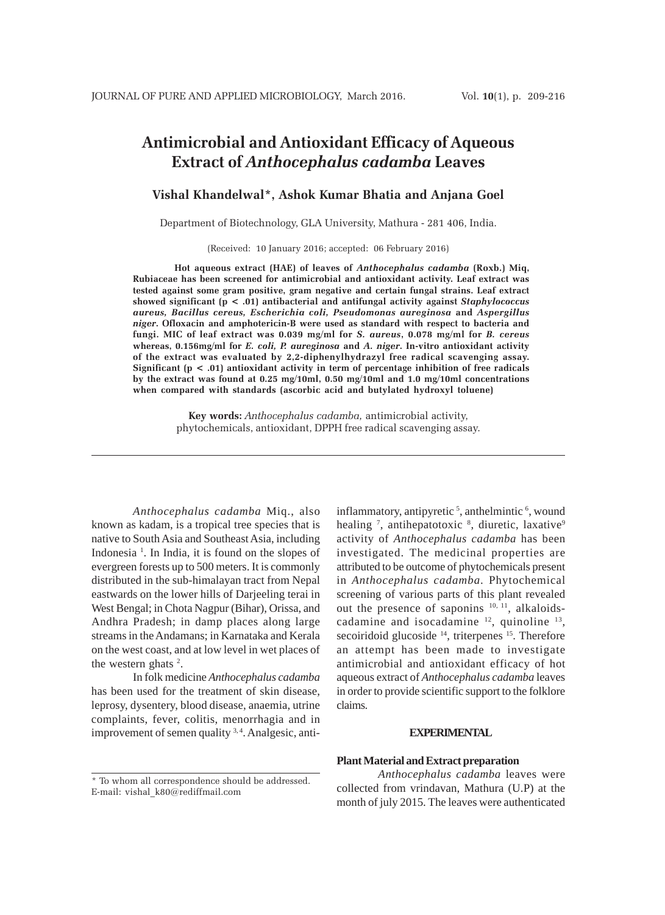# Antimicrobial and Antioxidant Efficacy of Aqueous Extract of *Anthocephalus cadamba* Leaves

**Vishal Khandelwal*, Ashok Kumar Bhatia and Anjana Goel**

Department of Biotechnology, GLA University, Mathura - 281 406, India.

(Received: 10 January 2016; accepted: 06 February 2016)

**Hot aqueous extract (HAE) of leaves of *Anthocephalus cadamba* (Roxb.) Miq, Rubiaceae has been screened for antimicrobial and antioxidant activity. Leaf extract was tested against some gram positive, gram negative and certain fungal strains. Leaf extract showed significant ($p < .01$) antibacterial and antifungal activity against *Staphylococcus aureus, Bacillus cereus, Escherichia coli, Pseudomonas aureginosa* and *Aspergillus niger*. Ofloxacin and amphotericin-B were used as standard with respect to bacteria and fungi. MIC of leaf extract was 0.039 mg/ml for *S. aureus*, 0.078 mg/ml for *B. cereus* whereas, 0.156mg/ml for *E. coli, P. aureginosa* and *A. niger*. In-vitro antioxidant activity of the extract was evaluated by 2,2-diphenylhydrazyl free radical scavenging assay. Significant ($p < .01$) antioxidant activity in term of percentage inhibition of free radicals by the extract was found at 0.25 mg/10ml, 0.50 mg/10ml and 1.0 mg/10ml concentrations when compared with standards (ascorbic acid and butylated hydroxyl toluene)**

**Key words:** *Anthocephalus cadamba,* antimicrobial activity, phytochemicals, antioxidant, DPPH free radical scavenging assay.

---

*Anthocephalus cadamba* Miq., also known as kadam, is a tropical tree species that is native to South Asia and Southeast Asia, including Indonesia [1]. In India, it is found on the slopes of evergreen forests up to 500 meters. It is commonly distributed in the sub-himalayan tract from Nepal eastwards on the lower hills of Darjeeling terai in West Bengal; in Chota Nagpur (Bihar), Orissa, and Andhra Pradesh; in damp places along large streams in the Andamans; in Karnataka and Kerala on the west coast, and at low level in wet places of the western ghats [2].

In folk medicine *Anthocephalus cadamba* has been used for the treatment of skin disease, leprosy, dysentery, blood disease, anaemia, utrine complaints, fever, colitis, menorrhagia and in improvement of semen quality [3,4]. Analgesic, anti-inflammatory, antipyretic [5], anthelmintic [6], wound healing [7], antihepatotoxic [8], diuretic, laxative[9] activity of *Anthocephalus cadamba* has been investigated. The medicinal properties are attributed to be outcome of phytochemicals present in *Anthocephalus cadamba*. Phytochemical screening of various parts of this plant revealed out the presence of saponins [10, 11], alkaloids-cadamine and isocadamine [12], quinoline [13], secoiridoid glucoside [14], triterpenes [15]. Therefore an attempt has been made to investigate antimicrobial and antioxidant efficacy of hot aqueous extract of *Anthocephalus cadamba* leaves in order to provide scientific support to the folklore claims.

## EXPERIMENTAL

### Plant Material and Extract preparation

*Anthocephalus cadamba* leaves were collected from vrindavan, Mathura (U.P) at the month of july 2015. The leaves were authenticated

---

* To whom all correspondence should be addressed.
E-mail: vishal_k80@rediffmail.com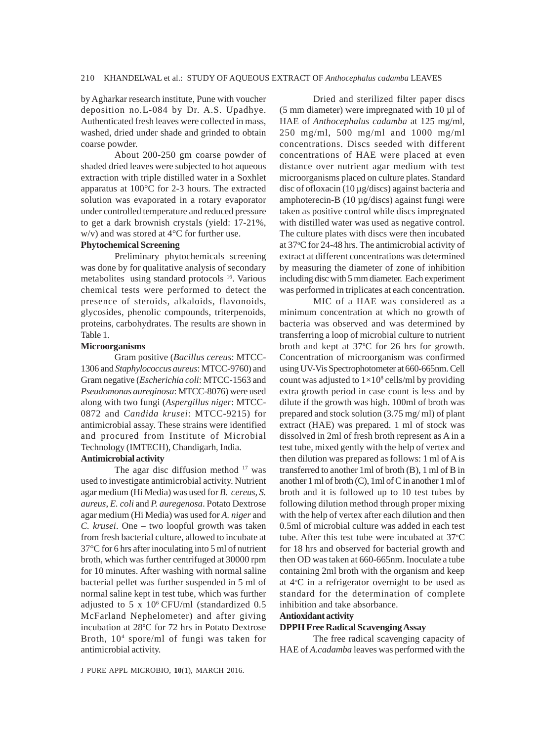by Agharkar research institute, Pune with voucher deposition no.L-084 by Dr. A.S. Upadhye. Authenticated fresh leaves were collected in mass, washed, dried under shade and grinded to obtain coarse powder.

About 200-250 gm coarse powder of shaded dried leaves were subjected to hot aqueous extraction with triple distilled water in a Soxhlet apparatus at 100°C for 2-3 hours. The extracted solution was evaporated in a rotary evaporator under controlled temperature and reduced pressure to get a dark brownish crystals (yield: 17-21%, w/v) and was stored at 4°C for further use.

**Phytochemical Screening**

Preliminary phytochemicals screening was done by for qualitative analysis of secondary metabolites using standard protocols [16]. Various chemical tests were performed to detect the presence of steroids, alkaloids, flavonoids, glycosides, phenolic compounds, triterpenoids, proteins, carbohydrates. The results are shown in Table 1.

**Microorganisms**

Gram positive (*Bacillus cereus*: MTCC-1306 and *Staphylococcus aureus*: MTCC-9760) and Gram negative (*Escherichia coli*: MTCC-1563 and *Pseudomonas aureginosa*: MTCC-8076) were used along with two fungi (*Aspergillus niger*: MTCC-0872 and *Candida krusei*: MTCC-9215) for antimicrobial assay. These strains were identified and procured from Institute of Microbial Technology (IMTECH), Chandigarh, India.

**Antimicrobial activity**

The agar disc diffusion method [17] was used to investigate antimicrobial activity. Nutrient agar medium (Hi Media) was used for *B. cereus*, *S. aureus*, *E. coli* and *P. auregenosa*. Potato Dextrose agar medium (Hi Media) was used for *A. niger* and *C. krusei*. One – two loopful growth was taken from fresh bacterial culture, allowed to incubate at 37°C for 6 hrs after inoculating into 5 ml of nutrient broth, which was further centrifuged at 30000 rpm for 10 minutes. After washing with normal saline bacterial pellet was further suspended in 5 ml of normal saline kept in test tube, which was further adjusted to 5 x $10^6$ CFU/ml (standardized 0.5 McFarland Nephelometer) and after giving incubation at 28°C for 72 hrs in Potato Dextrose Broth, $10^4$ spore/ml of fungi was taken for antimicrobial activity.

Dried and sterilized filter paper discs (5 mm diameter) were impregnated with 10 µl of HAE of *Anthocephalus cadamba* at 125 mg/ml, 250 mg/ml, 500 mg/ml and 1000 mg/ml concentrations. Discs seeded with different concentrations of HAE were placed at even distance over nutrient agar medium with test microorganisms placed on culture plates. Standard disc of ofloxacin (10 µg/discs) against bacteria and amphoterecin-B (10 µg/discs) against fungi were taken as positive control while discs impregnated with distilled water was used as negative control. The culture plates with discs were then incubated at 37°C for 24-48 hrs. The antimicrobial activity of extract at different concentrations was determined by measuring the diameter of zone of inhibition including disc with 5 mm diameter. Each experiment was performed in triplicates at each concentration.

MIC of a HAE was considered as a minimum concentration at which no growth of bacteria was observed and was determined by transferring a loop of microbial culture to nutrient broth and kept at 37°C for 26 hrs for growth. Concentration of microorganism was confirmed using UV-Vis Spectrophotometer at 660-665nm. Cell count was adjusted to $1\times10^8$ cells/ml by providing extra growth period in case count is less and by dilute if the growth was high. 100ml of broth was prepared and stock solution (3.75 mg/ ml) of plant extract (HAE) was prepared. 1 ml of stock was dissolved in 2ml of fresh broth represent as A in a test tube, mixed gently with the help of vertex and then dilution was prepared as follows: 1 ml of A is transferred to another 1ml of broth (B), 1 ml of B in another 1 ml of broth (C), 1ml of C in another 1 ml of broth and it is followed up to 10 test tubes by following dilution method through proper mixing with the help of vertex after each dilution and then 0.5ml of microbial culture was added in each test tube. After this test tube were incubated at 37°C for 18 hrs and observed for bacterial growth and then OD was taken at 660-665nm. Inoculate a tube containing 2ml broth with the organism and keep at 4°C in a refrigerator overnight to be used as standard for the determination of complete inhibition and take absorbance.

**Antioxidant activity**

**DPPH Free Radical Scavenging Assay**

The free radical scavenging capacity of HAE of *A.cadamba* leaves was performed with the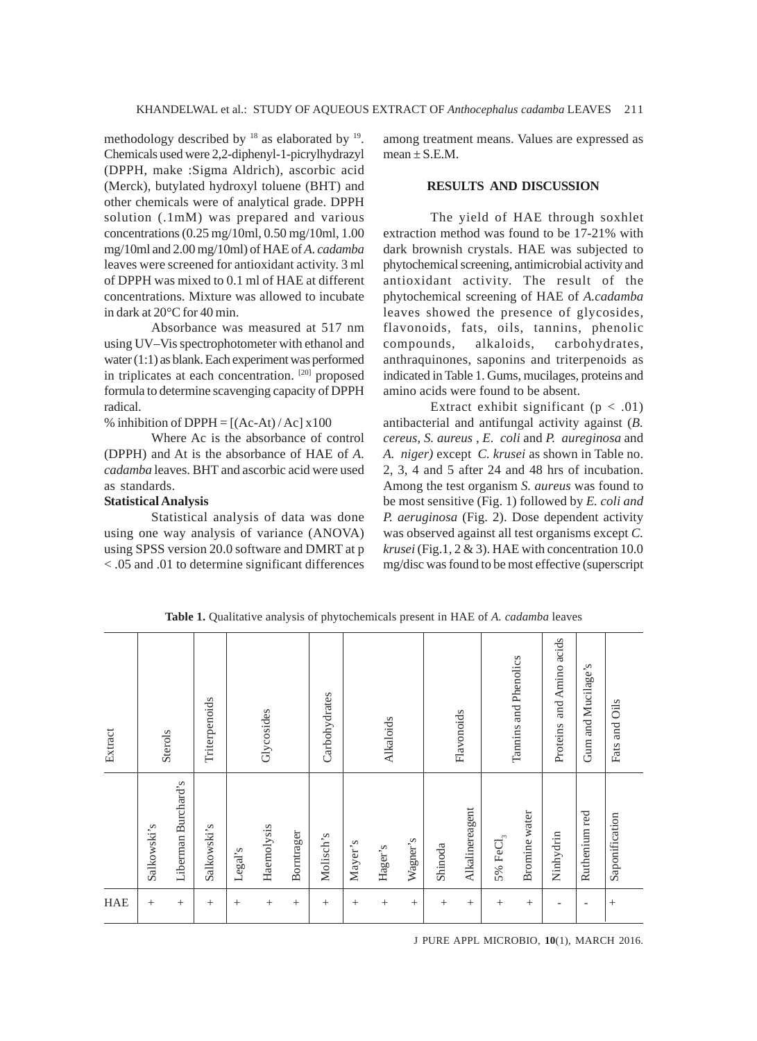methodology described by [18] as elaborated by [19]. Chemicals used were 2,2-diphenyl-1-picrylhydrazyl (DPPH, make :Sigma Aldrich), ascorbic acid (Merck), butylated hydroxyl toluene (BHT) and other chemicals were of analytical grade. DPPH solution (.1mM) was prepared and various concentrations (0.25 mg/10ml, 0.50 mg/10ml, 1.00 mg/10ml and 2.00 mg/10ml) of HAE of *A. cadamba* leaves were screened for antioxidant activity. 3 ml of DPPH was mixed to 0.1 ml of HAE at different concentrations. Mixture was allowed to incubate in dark at 20°C for 40 min.

Absorbance was measured at 517 nm using UV–Vis spectrophotometer with ethanol and water (1:1) as blank. Each experiment was performed in triplicates at each concentration. [20] proposed formula to determine scavenging capacity of DPPH radical.

% inhibition of DPPH = [(Ac-At) / Ac] x100

Where Ac is the absorbance of control (DPPH) and At is the absorbance of HAE of *A. cadamba* leaves. BHT and ascorbic acid were used as standards.

**Statistical Analysis**

Statistical analysis of data was done using one way analysis of variance (ANOVA) using SPSS version 20.0 software and DMRT at p < .05 and .01 to determine significant differences among treatment means. Values are expressed as mean ± S.E.M.

## RESULTS AND DISCUSSION

The yield of HAE through soxhlet extraction method was found to be 17-21% with dark brownish crystals. HAE was subjected to phytochemical screening, antimicrobial activity and antioxidant activity. The result of the phytochemical screening of HAE of *A.cadamba* leaves showed the presence of glycosides, flavonoids, fats, oils, tannins, phenolic compounds, alkaloids, carbohydrates, anthraquinones, saponins and triterpenoids as indicated in Table 1. Gums, mucilages, proteins and amino acids were found to be absent.

Extract exhibit significant ($p < .01$) antibacterial and antifungal activity against (*B. cereus, S. aureus* , *E. coli* and *P. aureginosa* and *A. niger)* except *C. krusei* as shown in Table no. 2, 3, 4 and 5 after 24 and 48 hrs of incubation. Among the test organism *S. aureus* was found to be most sensitive (Fig. 1) followed by *E. coli and P. aeruginosa* (Fig. 2). Dose dependent activity was observed against all test organisms except *C. krusei* (Fig.1, 2 & 3). HAE with concentration 10.0 mg/disc was found to be most effective (superscript

**Table 1.** Qualitative analysis of phytochemicals present in HAE of *A. cadamba* leaves

| Extract | Sterols | | Triterpenoids | Glycosides | | | Carbohydrates | Alkaloids | | | Flavonoids | | Tannins and Phenolics | | Proteins and Amino acids | Gum and Mucilage's | Fats and Oils |
|---|---|---|---|---|---|---|---|---|---|---|---|---|---|---|---|---|---|
| | Salkowski's | Liberman Burchard's | Salkowski's | Legal's | Haemolysis | Borntrager | Molisch's | Mayer's | Hager's | Wagner's | Shinoda | Alkalinereagent | 5% $FeCl_3$ | Bromine water | Ninhydrin | Ruthenium red | Saponification |
| HAE | + | + | + | + | + | + | + | + | + | + | + | + | + | + | - | - | + |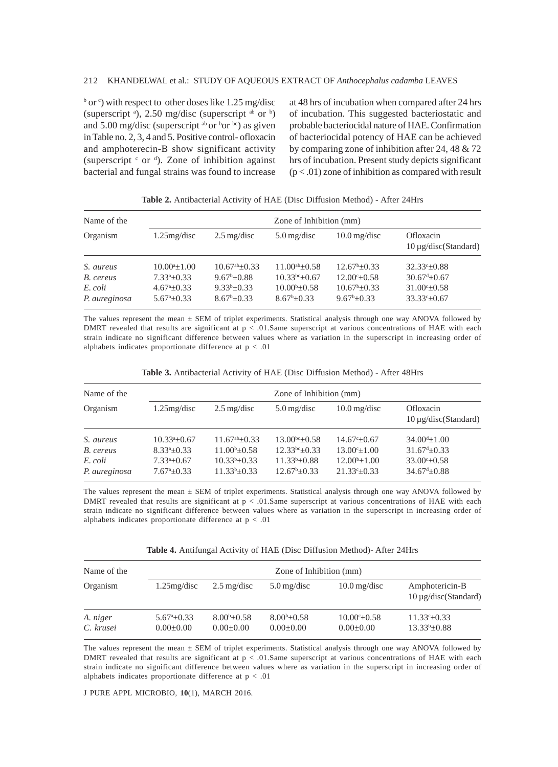[b] or [c]) with respect to other doses like 1.25 mg/disc (superscript [a]), 2.50 mg/disc (superscript [ab] or [b]) and 5.00 mg/disc (superscript [ab] or [b] or [bc]) as given in Table no. 2, 3, 4 and 5. Positive control- ofloxacin and amphoterecin-B show significant activity (superscript [c] or [d]). Zone of inhibition against bacterial and fungal strains was found to increase at 48 hrs of incubation when compared after 24 hrs of incubation. This suggested bacteriostatic and probable bacteriocidal nature of HAE. Confirmation of bacteriocidal potency of HAE can be achieved by comparing zone of inhibition after 24, 48 & 72 hrs of incubation. Present study depicts significant ($p < .01$) zone of inhibition as compared with result

**Table 2.** Antibacterial Activity of HAE (Disc Diffusion Method) - After 24Hrs

| Name of the Organism | Zone of Inhibition (mm) | | | | |
|---|---|---|---|---|---|
| | 1.25mg/disc | 2.5 mg/disc | 5.0 mg/disc | 10.0 mg/disc | Ofloxacin 10 µg/disc(Standard) |
| *S. aureus* | $10.00^{a}\pm1.00$ | $10.67^{ab}\pm0.33$ | $11.00^{ab}\pm0.58$ | $12.67^{b}\pm0.33$ | $32.33^{c}\pm0.88$ |
| *B. cereus* | $7.33^{a}\pm0.33$ | $9.67^{b}\pm0.88$ | $10.33^{bc}\pm0.67$ | $12.00^{c}\pm0.58$ | $30.67^{d}\pm0.67$ |
| *E. coli* | $4.67^{a}\pm0.33$ | $9.33^{b}\pm0.33$ | $10.00^{b}\pm0.58$ | $10.67^{b}\pm0.33$ | $31.00^{c}\pm0.58$ |
| *P. aureginosa* | $5.67^{a}\pm0.33$ | $8.67^{b}\pm0.33$ | $8.67^{b}\pm0.33$ | $9.67^{b}\pm0.33$ | $33.33^{c}\pm0.67$ |

The values represent the mean ± SEM of triplet experiments. Statistical analysis through one way ANOVA followed by DMRT revealed that results are significant at $p < .01$.Same superscript at various concentrations of HAE with each strain indicate no significant difference between values where as variation in the superscript in increasing order of alphabets indicates proportionate difference at $p < .01$

**Table 3.** Antibacterial Activity of HAE (Disc Diffusion Method) - After 48Hrs

| Name of the Organism | Zone of Inhibition (mm) | | | | |
|---|---|---|---|---|---|
| | 1.25mg/disc | 2.5 mg/disc | 5.0 mg/disc | 10.0 mg/disc | Ofloxacin 10 µg/disc(Standard) |
| *S. aureus* | $10.33^{a}\pm0.67$ | $11.67^{ab}\pm0.33$ | $13.00^{bc}\pm0.58$ | $14.67^{c}\pm0.67$ | $34.00^{d}\pm1.00$ |
| *B. cereus* | $8.33^{a}\pm0.33$ | $11.00^{b}\pm0.58$ | $12.33^{bc}\pm0.33$ | $13.00^{c}\pm1.00$ | $31.67^{d}\pm0.33$ |
| *E. coli* | $7.33^{a}\pm0.67$ | $10.33^{b}\pm0.33$ | $11.33^{b}\pm0.88$ | $12.00^{b}\pm1.00$ | $33.00^{c}\pm0.58$ |
| *P. aureginosa* | $7.67^{a}\pm0.33$ | $11.33^{b}\pm0.33$ | $12.67^{b}\pm0.33$ | $21.33^{c}\pm0.33$ | $34.67^{d}\pm0.88$ |

The values represent the mean ± SEM of triplet experiments. Statistical analysis through one way ANOVA followed by DMRT revealed that results are significant at $p < .01$.Same superscript at various concentrations of HAE with each strain indicate no significant difference between values where as variation in the superscript in increasing order of alphabets indicates proportionate difference at $p < .01$

**Table 4.** Antifungal Activity of HAE (Disc Diffusion Method)- After 24Hrs

| Name of the Organism | Zone of Inhibition (mm) | | | | |
|---|---|---|---|---|---|
| | 1.25mg/disc | 2.5 mg/disc | 5.0 mg/disc | 10.0 mg/disc | Amphotericin-B 10 µg/disc(Standard) |
| *A. niger* | $5.67^{a}\pm0.33$ | $8.00^{b}\pm0.58$ | $8.00^{b}\pm0.58$ | $10.00^{c}\pm0.58$ | $11.33^{c}\pm0.33$ |
| *C. krusei* | $0.00\pm0.00$ | $0.00\pm0.00$ | $0.00\pm0.00$ | $0.00\pm0.00$ | $13.33^{b}\pm0.88$ |

The values represent the mean ± SEM of triplet experiments. Statistical analysis through one way ANOVA followed by DMRT revealed that results are significant at $p < .01$.Same superscript at various concentrations of HAE with each strain indicate no significant difference between values where as variation in the superscript in increasing order of alphabets indicates proportionate difference at $p < .01$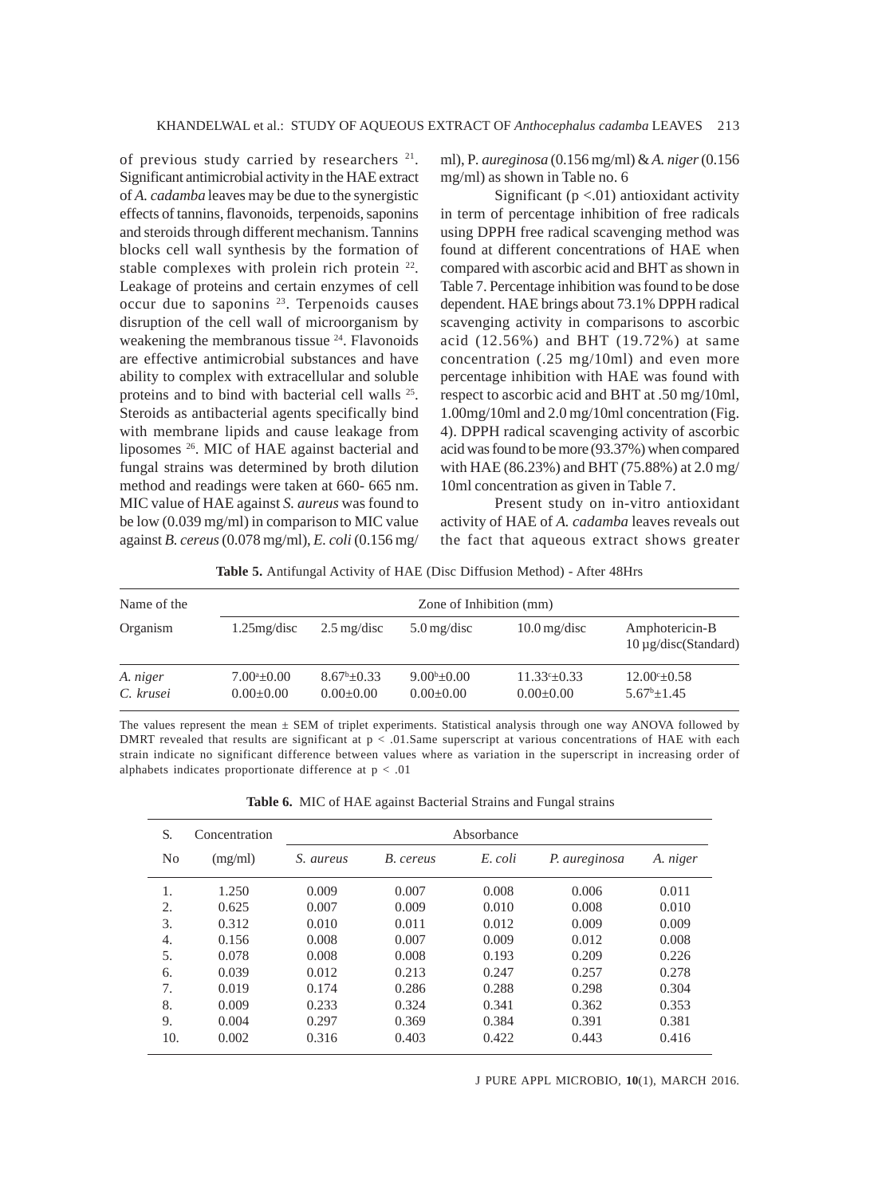of previous study carried by researchers [21]. Significant antimicrobial activity in the HAE extract of *A. cadamba* leaves may be due to the synergistic effects of tannins, flavonoids, terpenoids, saponins and steroids through different mechanism. Tannins blocks cell wall synthesis by the formation of stable complexes with prolein rich protein [22]. Leakage of proteins and certain enzymes of cell occur due to saponins [23]. Terpenoids causes disruption of the cell wall of microorganism by weakening the membranous tissue [24]. Flavonoids are effective antimicrobial substances and have ability to complex with extracellular and soluble proteins and to bind with bacterial cell walls [25]. Steroids as antibacterial agents specifically bind with membrane lipids and cause leakage from liposomes [26]. MIC of HAE against bacterial and fungal strains was determined by broth dilution method and readings were taken at 660- 665 nm. MIC value of HAE against *S. aureus* was found to be low (0.039 mg/ml) in comparison to MIC value against *B. cereus* (0.078 mg/ml), *E. coli* (0.156 mg/ml), P. *aureginosa* (0.156 mg/ml) & *A. niger* (0.156 mg/ml) as shown in Table no. 6

Significant ($p < .01$) antioxidant activity in term of percentage inhibition of free radicals using DPPH free radical scavenging method was found at different concentrations of HAE when compared with ascorbic acid and BHT as shown in Table 7. Percentage inhibition was found to be dose dependent. HAE brings about 73.1% DPPH radical scavenging activity in comparisons to ascorbic acid (12.56%) and BHT (19.72%) at same concentration (.25 mg/10ml) and even more percentage inhibition with HAE was found with respect to ascorbic acid and BHT at .50 mg/10ml, 1.00mg/10ml and 2.0 mg/10ml concentration (Fig. 4). DPPH radical scavenging activity of ascorbic acid was found to be more (93.37%) when compared with HAE (86.23%) and BHT (75.88%) at 2.0 mg/10ml concentration as given in Table 7.

Present study on in-vitro antioxidant activity of HAE of *A. cadamba* leaves reveals out the fact that aqueous extract shows greater

**Table 5.** Antifungal Activity of HAE (Disc Diffusion Method) - After 48Hrs

| Name of the Organism | Zone of Inhibition (mm) | | | | |
|---|---|---|---|---|---|
| | 1.25mg/disc | 2.5 mg/disc | 5.0 mg/disc | 10.0 mg/disc | Amphotericin-B 10 µg/disc(Standard) |
| *A. niger* | $7.00^{a}\pm0.00$ | $8.67^{b}\pm0.33$ | $9.00^{b}\pm0.00$ | $11.33^{c}\pm0.33$ | $12.00^{c}\pm0.58$ |
| *C. krusei* | $0.00\pm0.00$ | $0.00\pm0.00$ | $0.00\pm0.00$ | $0.00\pm0.00$ | $5.67^{b}\pm1.45$ |

The values represent the mean ± SEM of triplet experiments. Statistical analysis through one way ANOVA followed by DMRT revealed that results are significant at $p < .01$.Same superscript at various concentrations of HAE with each strain indicate no significant difference between values where as variation in the superscript in increasing order of alphabets indicates proportionate difference at $p < .01$

**Table 6.** MIC of HAE against Bacterial Strains and Fungal strains

| S. No | Concentration (mg/ml) | Absorbance | | | | |
|---|---|---|---|---|---|---|
| | | *S. aureus* | *B. cereus* | *E. coli* | *P. aureginosa* | *A. niger* |
| 1. | 1.250 | 0.009 | 0.007 | 0.008 | 0.006 | 0.011 |
| 2. | 0.625 | 0.007 | 0.009 | 0.010 | 0.008 | 0.010 |
| 3. | 0.312 | 0.010 | 0.011 | 0.012 | 0.009 | 0.009 |
| 4. | 0.156 | 0.008 | 0.007 | 0.009 | 0.012 | 0.008 |
| 5. | 0.078 | 0.008 | 0.008 | 0.193 | 0.209 | 0.226 |
| 6. | 0.039 | 0.012 | 0.213 | 0.247 | 0.257 | 0.278 |
| 7. | 0.019 | 0.174 | 0.286 | 0.288 | 0.298 | 0.304 |
| 8. | 0.009 | 0.233 | 0.324 | 0.341 | 0.362 | 0.353 |
| 9. | 0.004 | 0.297 | 0.369 | 0.384 | 0.391 | 0.381 |
| 10. | 0.002 | 0.316 | 0.403 | 0.422 | 0.443 | 0.416 |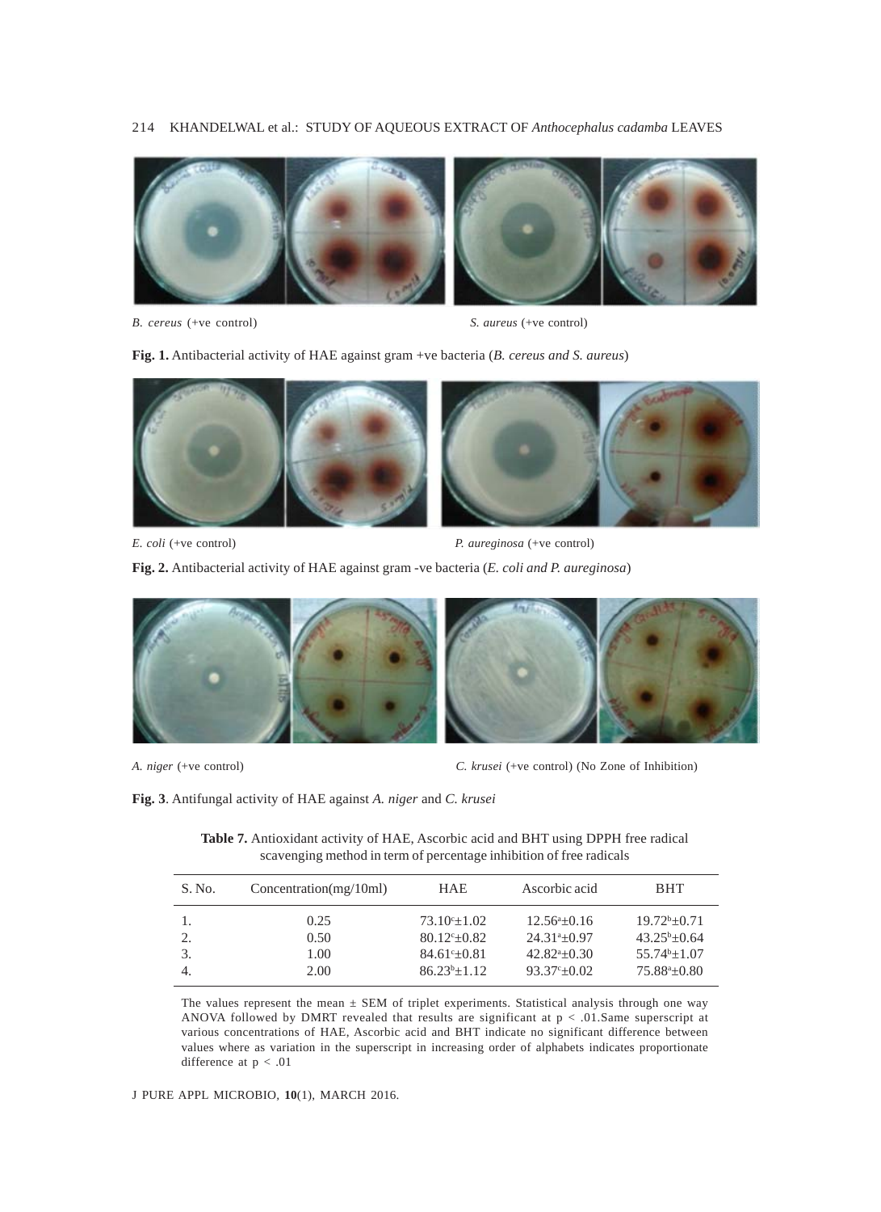*B. cereus* (+ve control)

*S. aureus* (+ve control)

**Fig. 1.** Antibacterial activity of HAE against gram +ve bacteria (*B. cereus and S. aureus*)

*E. coli* (+ve control)

*P. aureginosa* (+ve control)

**Fig. 2.** Antibacterial activity of HAE against gram -ve bacteria (*E. coli and P. aureginosa*)

*A. niger* (+ve control)

*C. krusei* (+ve control) (No Zone of Inhibition)

**Fig. 3**. Antifungal activity of HAE against *A. niger* and *C. krusei*

**Table 7.** Antioxidant activity of HAE, Ascorbic acid and BHT using DPPH free radical scavenging method in term of percentage inhibition of free radicals

| S. No. | Concentration(mg/10ml) | HAE | Ascorbic acid | BHT |
|---|---|---|---|---|
| 1. | 0.25 | $73.10^{c}$±1.02 | $12.56^{a}$±0.16 | $19.72^{b}$±0.71 |
| 2. | 0.50 | $80.12^{c}$±0.82 | $24.31^{a}$±0.97 | $43.25^{b}$±0.64 |
| 3. | 1.00 | $84.61^{c}$±0.81 | $42.82^{a}$±0.30 | $55.74^{b}$±1.07 |
| 4. | 2.00 | $86.23^{b}$±1.12 | $93.37^{c}$±0.02 | $75.88^{a}$±0.80 |

The values represent the mean ± SEM of triplet experiments. Statistical analysis through one way ANOVA followed by DMRT revealed that results are significant at $p < .01$.Same superscript at various concentrations of HAE, Ascorbic acid and BHT indicate no significant difference between values where as variation in the superscript in increasing order of alphabets indicates proportionate difference at $p < .01$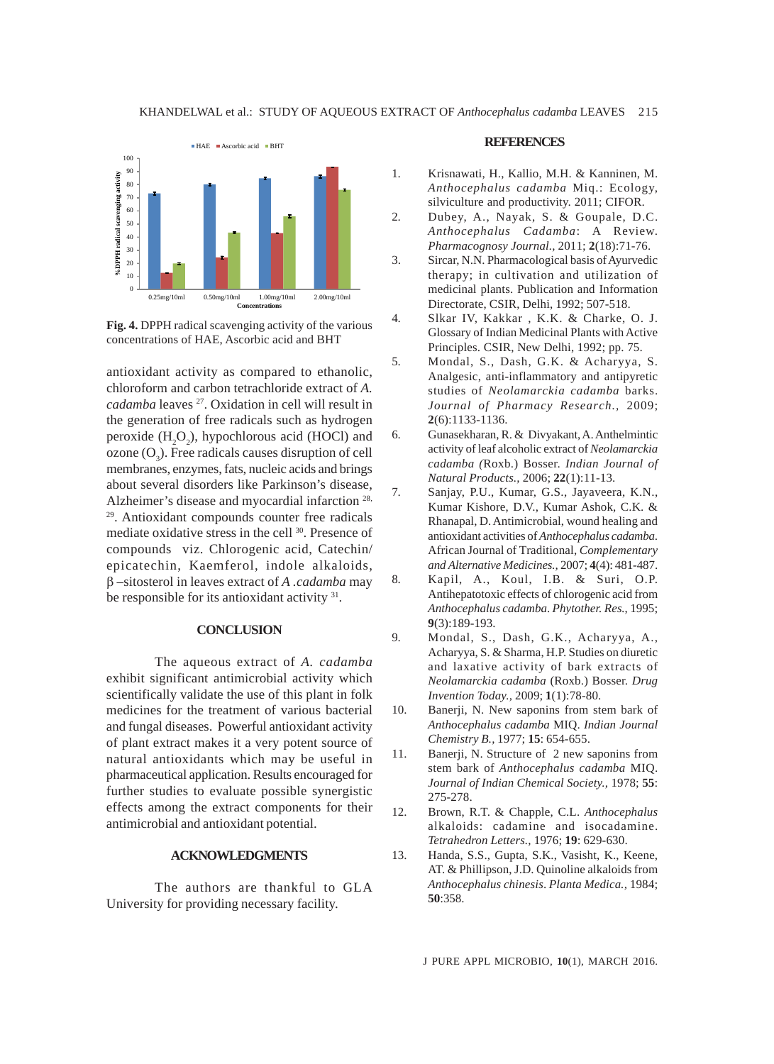Fig. 4. DPPH radical scavenging activity of the various concentrations of HAE, Ascorbic acid and BHT

antioxidant activity as compared to ethanolic, chloroform and carbon tetrachloride extract of *A. cadamba* leaves [27]. Oxidation in cell will result in the generation of free radicals such as hydrogen peroxide ($H_2O_2$), hypochlorous acid (HOCl) and ozone ($O_3$). Free radicals causes disruption of cell membranes, enzymes, fats, nucleic acids and brings about several disorders like Parkinson's disease, Alzheimer's disease and myocardial infarction [28, 29]. Antioxidant compounds counter free radicals mediate oxidative stress in the cell [30]. Presence of compounds viz. Chlorogenic acid, Catechin/epicatechin, Kaemferol, indole alkaloids, β –sitosterol in leaves extract of *A .cadamba* may be responsible for its antioxidant activity [31].

## CONCLUSION

The aqueous extract of *A. cadamba* exhibit significant antimicrobial activity which scientifically validate the use of this plant in folk medicines for the treatment of various bacterial and fungal diseases. Powerful antioxidant activity of plant extract makes it a very potent source of natural antioxidants which may be useful in pharmaceutical application. Results encouraged for further studies to evaluate possible synergistic effects among the extract components for their antimicrobial and antioxidant potential.

## ACKNOWLEDGMENTS

The authors are thankful to GLA University for providing necessary facility.

## REFERENCES

1. Krisnawati, H., Kallio, M.H. & Kanninen, M. *Anthocephalus cadamba* Miq.: Ecology, silviculture and productivity. 2011; CIFOR.
2. Dubey, A., Nayak, S. & Goupale, D.C. *Anthocephalus Cadamba*: A Review. *Pharmacognosy Journal.*, 2011; **2**(18):71-76.
3. Sircar, N.N. Pharmacological basis of Ayurvedic therapy; in cultivation and utilization of medicinal plants. Publication and Information Directorate, CSIR, Delhi, 1992; 507-518.
4. Slkar IV, Kakkar , K.K. & Charke, O. J. Glossary of Indian Medicinal Plants with Active Principles. CSIR, New Delhi, 1992; pp. 75.
5. Mondal, S., Dash, G.K. & Acharyya, S. Analgesic, anti-inflammatory and antipyretic studies of *Neolamarckia cadamba* barks. *Journal of Pharmacy Research.*, 2009; **2**(6):1133-1136.
6. Gunasekharan, R. & Divyakant, A. Anthelmintic activity of leaf alcoholic extract of *Neolamarckia cadamba (*Roxb.) Bosser. *Indian Journal of Natural Products.*, 2006; **22**(1):11-13.
7. Sanjay, P.U., Kumar, G.S., Jayaveera, K.N., Kumar Kishore, D.V., Kumar Ashok, C.K. & Rhanapal, D. Antimicrobial, wound healing and antioxidant activities of *Anthocephalus cadamba.* African Journal of Traditional, *Complementary and Alternative Medicines.*, 2007; **4**(4): 481-487.
8. Kapil, A., Koul, I.B. & Suri, O.P. Antihepatotoxic effects of chlorogenic acid from *Anthocephalus cadamba*. *Phytother. Res.*, 1995; **9**(3):189-193.
9. Mondal, S., Dash, G.K., Acharyya, A., Acharyya, S. & Sharma, H.P. Studies on diuretic and laxative activity of bark extracts of *Neolamarckia cadamba* (Roxb.) Bosser. *Drug Invention Today.*, 2009; **1**(1):78-80.
10. Banerji, N. New saponins from stem bark of *Anthocephalus cadamba* MIQ. *Indian Journal Chemistry B.*, 1977; **15**: 654-655.
11. Banerji, N. Structure of 2 new saponins from stem bark of *Anthocephalus cadamba* MIQ. *Journal of Indian Chemical Society.*, 1978; **55**: 275-278.
12. Brown, R.T. & Chapple, C.L. *Anthocephalus* alkaloids: cadamine and isocadamine. *Tetrahedron Letters.*, 1976; **19**: 629-630.
13. Handa, S.S., Gupta, S.K., Vasisht, K., Keene, AT. & Phillipson, J.D. Quinoline alkaloids from *Anthocephalus chinesis*. *Planta Medica.*, 1984; **50**:358.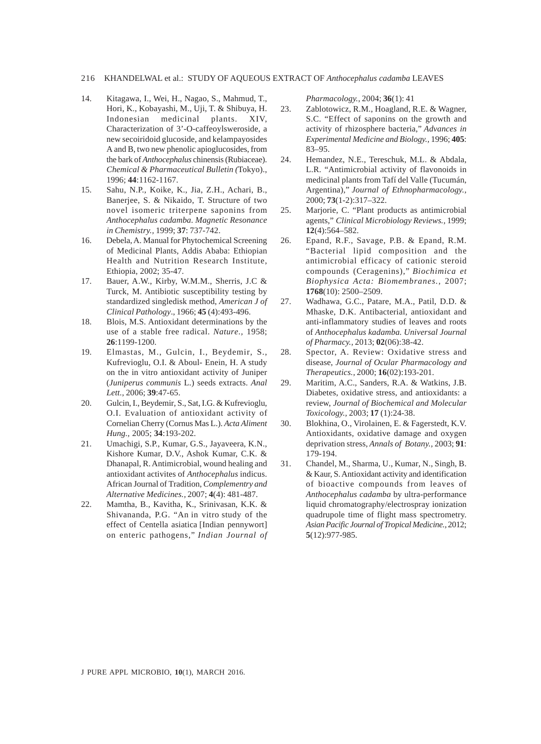14. Kitagawa, I., Wei, H., Nagao, S., Mahmud, T., Hori, K., Kobayashi, M., Uji, T. & Shibuya, H. Indonesian medicinal plants. XIV, Characterization of 3'-O-caffeoylsweroside, a new secoiridoid glucoside, and kelampayosides A and B, two new phenolic apioglucosides, from the bark of *Anthocephalus* chinensis (Rubiaceae). *Chemical & Pharmaceutical Bulletin (*Tokyo)., 1996; **44**:1162-1167.
15. Sahu, N.P., Koike, K., Jia, Z.H., Achari, B., Banerjee, S. & Nikaido, T. Structure of two novel isomeric triterpene saponins from *Anthocephalus cadamba*. *Magnetic Resonance in Chemistry.*, 1999; **37**: 737-742.
16. Debela, A. Manual for Phytochemical Screening of Medicinal Plants, Addis Ababa: Ethiopian Health and Nutrition Research Institute, Ethiopia, 2002; 35-47.
17. Bauer, A.W., Kirby, W.M.M., Sherris, J.C & Turck, M. Antibiotic susceptibility testing by standardized singledisk method, *American J of Clinical Pathology*., 1966; **45** (4):493-496.
18. Blois, M.S. Antioxidant determinations by the use of a stable free radical. *Nature.*, 1958; **26**:1199-1200.
19. Elmastas, M., Gulcin, I., Beydemir, S., Kufrevioglu, O.I. & Aboul- Enein, H. A study on the in vitro antioxidant activity of Juniper (*Juniperus communis* L.) seeds extracts. *Anal Lett.*, 2006; **39**:47-65.
20. Gulcin, I., Beydemir, S., Sat, I.G. & Kufrevioglu, O.I. Evaluation of antioxidant activity of Cornelian Cherry (Cornus Mas L.). *Acta Aliment Hung.*, 2005; **34**:193-202.
21. Umachigi, S.P., Kumar, G.S., Jayaveera, K.N., Kishore Kumar, D.V., Ashok Kumar, C.K. & Dhanapal, R. Antimicrobial, wound healing and antioxidant activites of *Anthocephalus* indicus. African Journal of Tradition, *Complementry and Alternative Medicines.*, 2007; **4**(4): 481-487.
22. Mamtha, B., Kavitha, K., Srinivasan, K.K. & Shivananda, P.G. "An in vitro study of the effect of Centella asiatica [Indian pennywort] on enteric pathogens," *Indian Journal of Pharmacology.*, 2004; **36**(1): 41
23. Zablotowicz, R.M., Hoagland, R.E. & Wagner, S.C. "Effect of saponins on the growth and activity of rhizosphere bacteria," *Advances in Experimental Medicine and Biology.*, 1996; **405**: 83–95.
24. Hemandez, N.E., Tereschuk, M.L. & Abdala, L.R. "Antimicrobial activity of flavonoids in medicinal plants from Tafí del Valle (Tucumán, Argentina)," *Journal of Ethnopharmacology.*, 2000; **73**(1-2):317–322.
25. Marjorie, C. "Plant products as antimicrobial agents," *Clinical Microbiology Reviews.*, 1999; **12**(4):564–582.
26. Epand, R.F., Savage, P.B. & Epand, R.M. "Bacterial lipid composition and the antimicrobial efficacy of cationic steroid compounds (Ceragenins)," *Biochimica et Biophysica Acta: Biomembranes.*, 2007; **1768**(10): 2500–2509.
27. Wadhawa, G.C., Patare, M.A., Patil, D.D. & Mhaske, D.K. Antibacterial, antioxidant and anti-inflammatory studies of leaves and roots of *Anthocephalus kadamba. Universal Journal of Pharmacy.*, 2013; **02**(06):38-42.
28. Spector, A. Review: Oxidative stress and disease, *Journal of Ocular Pharmacology and Therapeutics.*, 2000; **16**(02):193-201.
29. Maritim, A.C., Sanders, R.A. & Watkins, J.B. Diabetes, oxidative stress, and antioxidants: a review, *Journal of Biochemical and Molecular Toxicology.*, 2003; **17** (1):24-38.
30. Blokhina, O., Virolainen, E. & Fagerstedt, K.V. Antioxidants, oxidative damage and oxygen deprivation stress, *Annals of Botany.*, 2003; **91**: 179-194.
31. Chandel, M., Sharma, U., Kumar, N., Singh, B. & Kaur, S. Antioxidant activity and identification of bioactive compounds from leaves of *Anthocephalus cadamba* by ultra-performance liquid chromatography/electrospray ionization quadrupole time of flight mass spectrometry. *Asian Pacific Journal of Tropical Medicine.*, 2012; **5**(12):977-985.